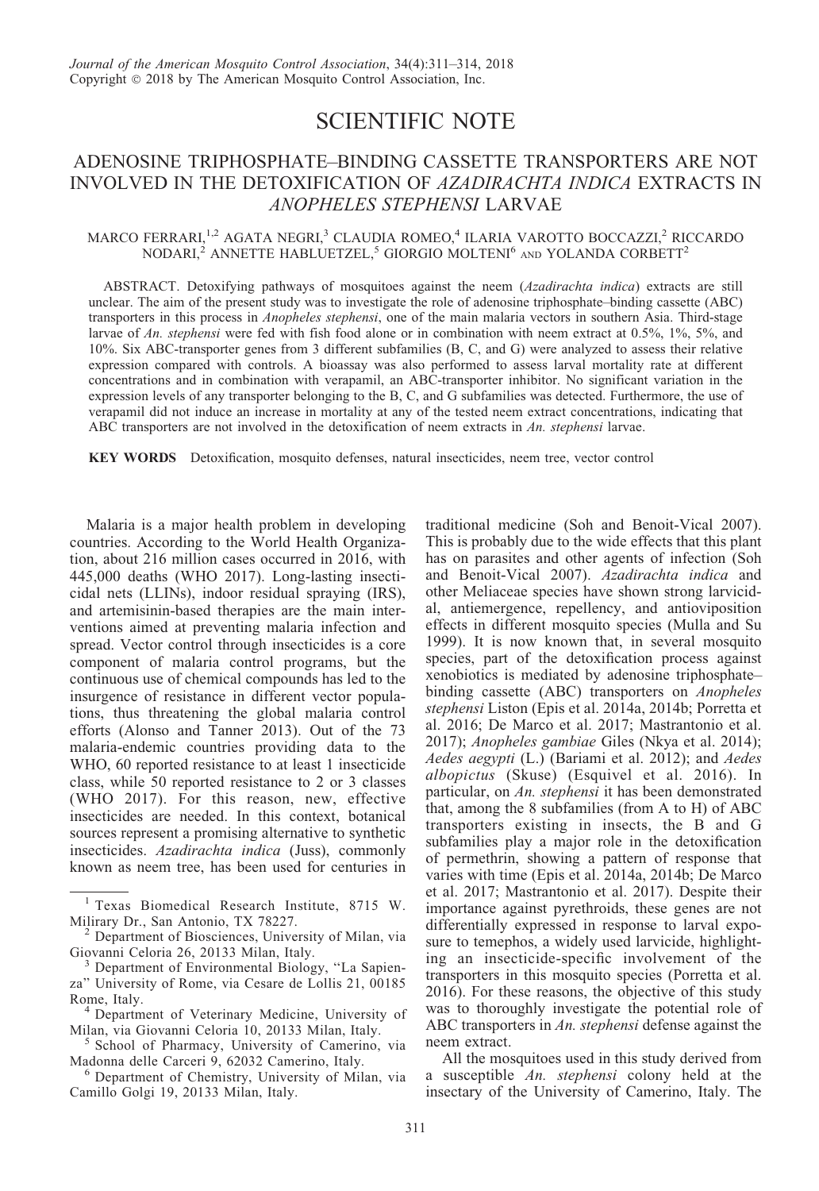## SCIENTIFIC NOTE

# ADENOSINE TRIPHOSPHATE–BINDING CASSETTE TRANSPORTERS ARE NOT INVOLVED IN THE DETOXIFICATION OF *AZADIRACHTA INDICA* EXTRACTS IN *ANOPHELES STEPHENSI* LARVAE

MARCO FERRARI,[1,2] AGATA NEGRI,[3] CLAUDIA ROMEO,[4] ILARIA VAROTTO BOCCAZZI,[2] RICCARDO NODARI,[2] ANNETTE HABLUETZEL,[5] GIORGIO MOLTENI[6] AND YOLANDA CORBETT[2]

ABSTRACT. Detoxifying pathways of mosquitoes against the neem (*Azadirachta indica*) extracts are still unclear. The aim of the present study was to investigate the role of adenosine triphosphate–binding cassette (ABC) transporters in this process in *Anopheles stephensi*, one of the main malaria vectors in southern Asia. Third-stage larvae of *An. stephensi* were fed with fish food alone or in combination with neem extract at 0.5%, 1%, 5%, and 10%. Six ABC-transporter genes from 3 different subfamilies (B, C, and G) were analyzed to assess their relative expression compared with controls. A bioassay was also performed to assess larval mortality rate at different concentrations and in combination with verapamil, an ABC-transporter inhibitor. No significant variation in the expression levels of any transporter belonging to the B, C, and G subfamilies was detected. Furthermore, the use of verapamil did not induce an increase in mortality at any of the tested neem extract concentrations, indicating that ABC transporters are not involved in the detoxification of neem extracts in *An. stephensi* larvae.

**KEY WORDS** Detoxification, mosquito defenses, natural insecticides, neem tree, vector control

Malaria is a major health problem in developing countries. According to the World Health Organization, about 216 million cases occurred in 2016, with 445,000 deaths (WHO 2017). Long-lasting insecticidal nets (LLINs), indoor residual spraying (IRS), and artemisinin-based therapies are the main interventions aimed at preventing malaria infection and spread. Vector control through insecticides is a core component of malaria control programs, but the continuous use of chemical compounds has led to the insurgence of resistance in different vector populations, thus threatening the global malaria control efforts (Alonso and Tanner 2013). Out of the 73 malaria-endemic countries providing data to the WHO, 60 reported resistance to at least 1 insecticide class, while 50 reported resistance to 2 or 3 classes (WHO 2017). For this reason, new, effective insecticides are needed. In this context, botanical sources represent a promising alternative to synthetic insecticides. *Azadirachta indica* (Juss), commonly known as neem tree, has been used for centuries in traditional medicine (Soh and Benoit-Vical 2007). This is probably due to the wide effects that this plant has on parasites and other agents of infection (Soh and Benoit-Vical 2007). *Azadirachta indica* and other Meliaceae species have shown strong larvicidal, antiemergence, repellency, and antioviposition effects in different mosquito species (Mulla and Su 1999). It is now known that, in several mosquito species, part of the detoxification process against xenobiotics is mediated by adenosine triphosphate–binding cassette (ABC) transporters on *Anopheles stephensi* Liston (Epis et al. 2014a, 2014b; Porretta et al. 2016; De Marco et al. 2017; Mastrantonio et al. 2017); *Anopheles gambiae* Giles (Nkya et al. 2014); *Aedes aegypti* (L.) (Bariami et al. 2012); and *Aedes albopictus* (Skuse) (Esquivel et al. 2016). In particular, on *An. stephensi* it has been demonstrated that, among the 8 subfamilies (from A to H) of ABC transporters existing in insects, the B and G subfamilies play a major role in the detoxification of permethrin, showing a pattern of response that varies with time (Epis et al. 2014a, 2014b; De Marco et al. 2017; Mastrantonio et al. 2017). Despite their importance against pyrethroids, these genes are not differentially expressed in response to larval exposure to temephos, a widely used larvicide, highlighting an insecticide-specific involvement of the transporters in this mosquito species (Porretta et al. 2016). For these reasons, the objective of this study was to thoroughly investigate the potential role of ABC transporters in *An. stephensi* defense against the neem extract.

All the mosquitoes used in this study derived from a susceptible *An. stephensi* colony held at the insectary of the University of Camerino, Italy. The

---

[1] Texas Biomedical Research Institute, 8715 W. Milirary Dr., San Antonio, TX 78227.

[2] Department of Biosciences, University of Milan, via Giovanni Celoria 26, 20133 Milan, Italy.

[3] Department of Environmental Biology, "La Sapienza" University of Rome, via Cesare de Lollis 21, 00185 Rome, Italy.

[4] Department of Veterinary Medicine, University of Milan, via Giovanni Celoria 10, 20133 Milan, Italy.

[5] School of Pharmacy, University of Camerino, via Madonna delle Carceri 9, 62032 Camerino, Italy.

[6] Department of Chemistry, University of Milan, via Camillo Golgi 19, 20133 Milan, Italy.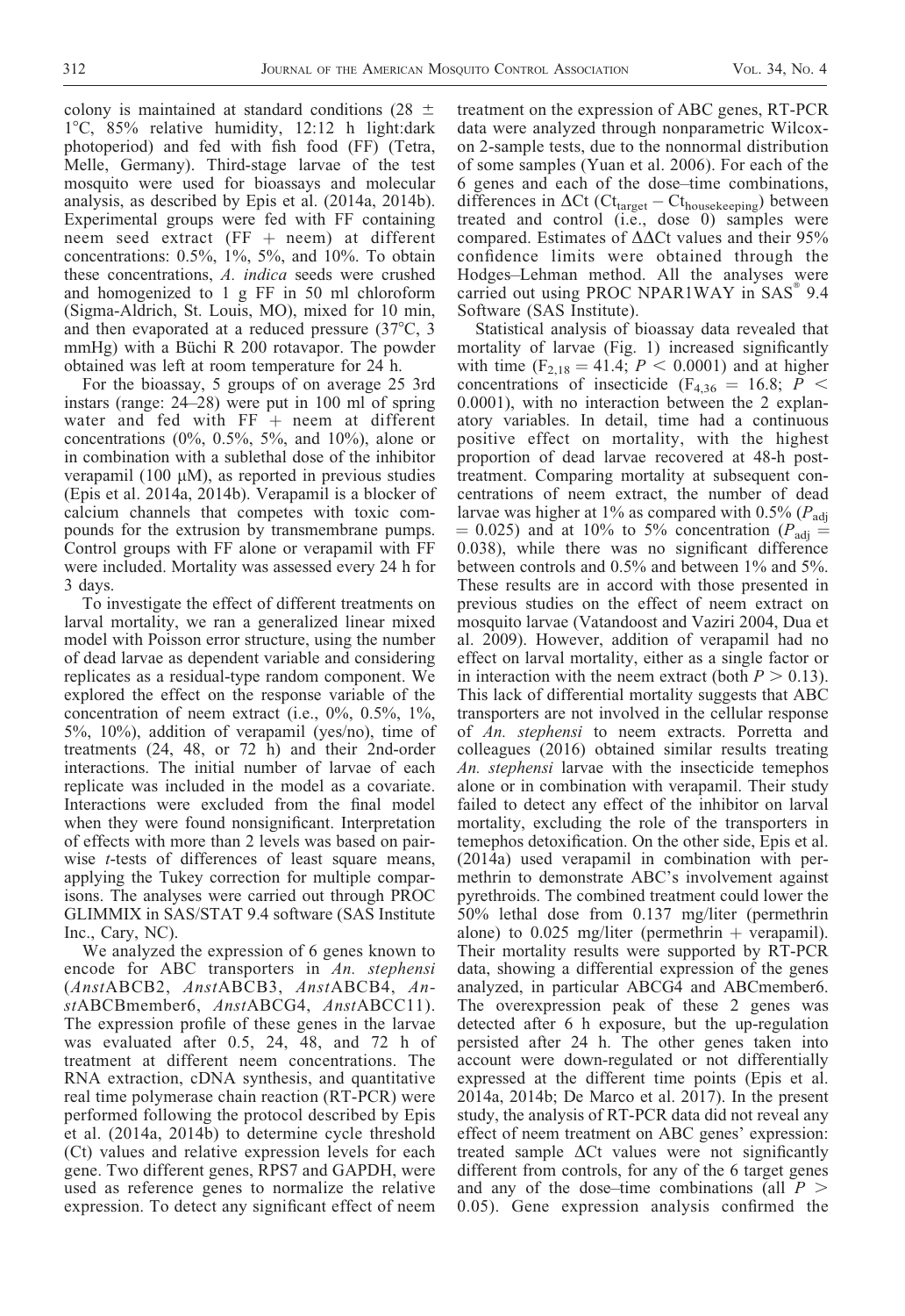colony is maintained at standard conditions (28 ± 1°C, 85% relative humidity, 12:12 h light:dark photoperiod) and fed with fish food (FF) (Tetra, Melle, Germany). Third-stage larvae of the test mosquito were used for bioassays and molecular analysis, as described by Epis et al. (2014a, 2014b). Experimental groups were fed with FF containing neem seed extract (FF + neem) at different concentrations: 0.5%, 1%, 5%, and 10%. To obtain these concentrations, *A. indica* seeds were crushed and homogenized to 1 g FF in 50 ml chloroform (Sigma-Aldrich, St. Louis, MO), mixed for 10 min, and then evaporated at a reduced pressure (37°C, 3 mmHg) with a Büchi R 200 rotavapor. The powder obtained was left at room temperature for 24 h.

For the bioassay, 5 groups of on average 25 3rd instars (range: 24–28) were put in 100 ml of spring water and fed with FF + neem at different concentrations (0%, 0.5%, 5%, and 10%), alone or in combination with a sublethal dose of the inhibitor verapamil (100 μM), as reported in previous studies (Epis et al. 2014a, 2014b). Verapamil is a blocker of calcium channels that competes with toxic compounds for the extrusion by transmembrane pumps. Control groups with FF alone or verapamil with FF were included. Mortality was assessed every 24 h for 3 days.

To investigate the effect of different treatments on larval mortality, we ran a generalized linear mixed model with Poisson error structure, using the number of dead larvae as dependent variable and considering replicates as a residual-type random component. We explored the effect on the response variable of the concentration of neem extract (i.e., 0%, 0.5%, 1%, 5%, 10%), addition of verapamil (yes/no), time of treatments (24, 48, or 72 h) and their 2nd-order interactions. The initial number of larvae of each replicate was included in the model as a covariate. Interactions were excluded from the final model when they were found nonsignificant. Interpretation of effects with more than 2 levels was based on pairwise *t*-tests of differences of least square means, applying the Tukey correction for multiple comparisons. The analyses were carried out through PROC GLIMMIX in SAS/STAT 9.4 software (SAS Institute Inc., Cary, NC).

We analyzed the expression of 6 genes known to encode for ABC transporters in *An. stephensi* (*Anst*ABCB2, *Anst*ABCB3, *Anst*ABCB4, *Anst*ABCBmember6, *Anst*ABCG4, *Anst*ABCC11). The expression profile of these genes in the larvae was evaluated after 0.5, 24, 48, and 72 h of treatment at different neem concentrations. The RNA extraction, cDNA synthesis, and quantitative real time polymerase chain reaction (RT-PCR) were performed following the protocol described by Epis et al. (2014a, 2014b) to determine cycle threshold (Ct) values and relative expression levels for each gene. Two different genes, RPS7 and GAPDH, were used as reference genes to normalize the relative expression. To detect any significant effect of neem treatment on the expression of ABC genes, RT-PCR data were analyzed through nonparametric Wilcoxon 2-sample tests, due to the nonnormal distribution of some samples (Yuan et al. 2006). For each of the 6 genes and each of the dose–time combinations, differences in ΔCt ($Ct_{target} - Ct_{housekeeping}$) between treated and control (i.e., dose 0) samples were compared. Estimates of ΔΔCt values and their 95% confidence limits were obtained through the Hodges–Lehman method. All the analyses were carried out using PROC NPAR1WAY in SAS® 9.4 Software (SAS Institute).

Statistical analysis of bioassay data revealed that mortality of larvae (Fig. 1) increased significantly with time ($F_{2,18} = 41.4$; $P < 0.0001$) and at higher concentrations of insecticide ($F_{4,36} = 16.8$; $P < 0.0001$), with no interaction between the 2 explanatory variables. In detail, time had a continuous positive effect on mortality, with the highest proportion of dead larvae recovered at 48-h post-treatment. Comparing mortality at subsequent concentrations of neem extract, the number of dead larvae was higher at 1% as compared with 0.5% ($P_{adj} = 0.025$) and at 10% to 5% concentration ($P_{adj} = 0.038$), while there was no significant difference between controls and 0.5% and between 1% and 5%. These results are in accord with those presented in previous studies on the effect of neem extract on mosquito larvae (Vatandoost and Vaziri 2004, Dua et al. 2009). However, addition of verapamil had no effect on larval mortality, either as a single factor or in interaction with the neem extract (both $P > 0.13$). This lack of differential mortality suggests that ABC transporters are not involved in the cellular response of *An. stephensi* to neem extracts. Porretta and colleagues (2016) obtained similar results treating *An. stephensi* larvae with the insecticide temephos alone or in combination with verapamil. Their study failed to detect any effect of the inhibitor on larval mortality, excluding the role of the transporters in temephos detoxification. On the other side, Epis et al. (2014a) used verapamil in combination with permethrin to demonstrate ABC's involvement against pyrethroids. The combined treatment could lower the 50% lethal dose from 0.137 mg/liter (permethrin alone) to 0.025 mg/liter (permethrin + verapamil). Their mortality results were supported by RT-PCR data, showing a differential expression of the genes analyzed, in particular ABCG4 and ABCmember6. The overexpression peak of these 2 genes was detected after 6 h exposure, but the up-regulation persisted after 24 h. The other genes taken into account were down-regulated or not differentially expressed at the different time points (Epis et al. 2014a, 2014b; De Marco et al. 2017). In the present study, the analysis of RT-PCR data did not reveal any effect of neem treatment on ABC genes' expression: treated sample ΔCt values were not significantly different from controls, for any of the 6 target genes and any of the dose–time combinations (all $P > 0.05$). Gene expression analysis confirmed the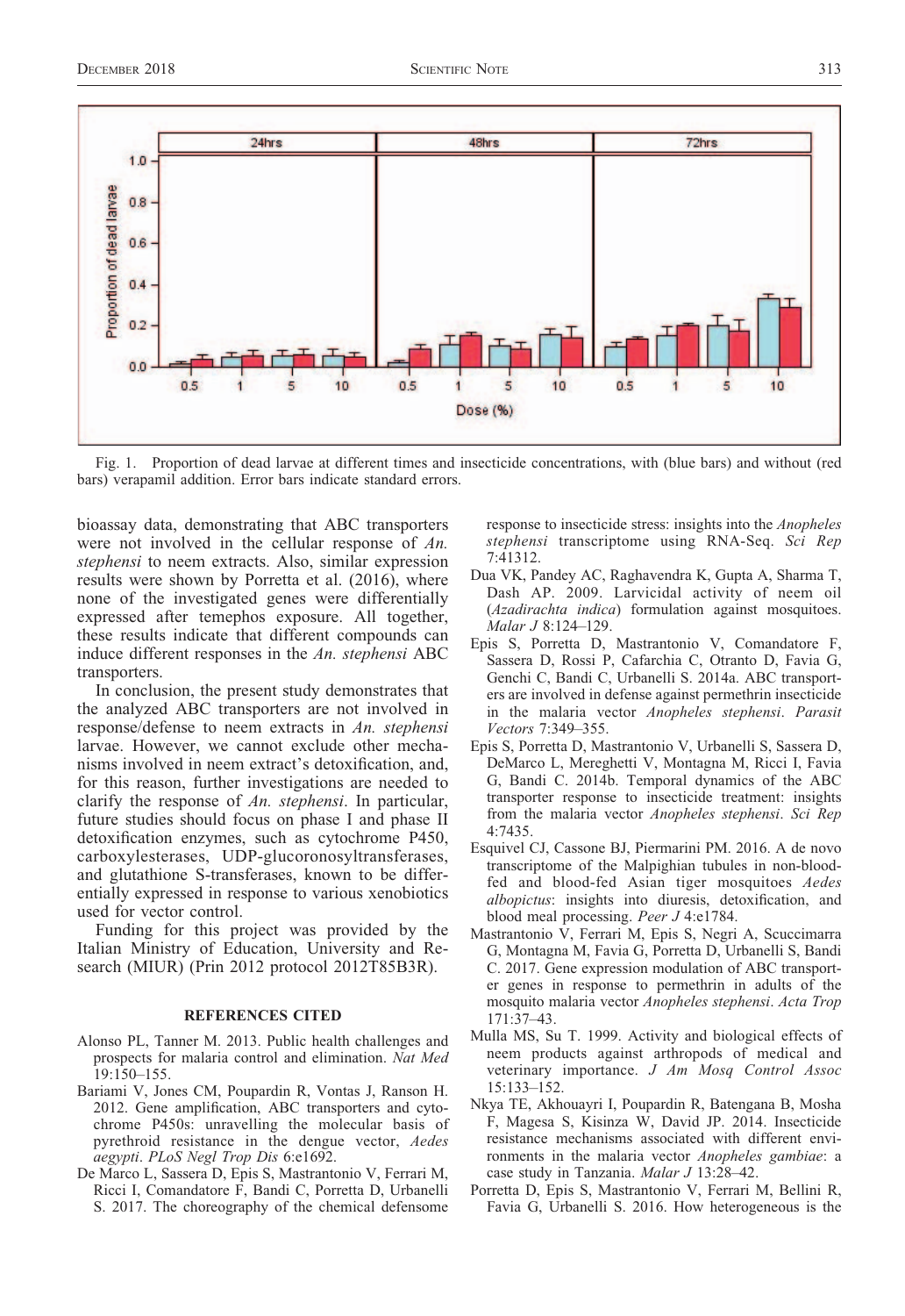Fig. 1. Proportion of dead larvae at different times and insecticide concentrations, with (blue bars) and without (red bars) verapamil addition. Error bars indicate standard errors.

bioassay data, demonstrating that ABC transporters were not involved in the cellular response of *An. stephensi* to neem extracts. Also, similar expression results were shown by Porretta et al. (2016), where none of the investigated genes were differentially expressed after temephos exposure. All together, these results indicate that different compounds can induce different responses in the *An. stephensi* ABC transporters.

In conclusion, the present study demonstrates that the analyzed ABC transporters are not involved in response/defense to neem extracts in *An. stephensi* larvae. However, we cannot exclude other mechanisms involved in neem extract's detoxification, and, for this reason, further investigations are needed to clarify the response of *An. stephensi*. In particular, future studies should focus on phase I and phase II detoxification enzymes, such as cytochrome P450, carboxylesterases, UDP-glucoronosyltransferases, and glutathione S-transferases, known to be differentially expressed in response to various xenobiotics used for vector control.

Funding for this project was provided by the Italian Ministry of Education, University and Research (MIUR) (Prin 2012 protocol 2012T85B3R).

## REFERENCES CITED

Alonso PL, Tanner M. 2013. Public health challenges and prospects for malaria control and elimination. *Nat Med* 19:150–155.

Bariami V, Jones CM, Poupardin R, Vontas J, Ranson H. 2012. Gene amplification, ABC transporters and cytochrome P450s: unravelling the molecular basis of pyrethroid resistance in the dengue vector, *Aedes aegypti*. *PLoS Negl Trop Dis* 6:e1692.

De Marco L, Sassera D, Epis S, Mastrantonio V, Ferrari M, Ricci I, Comandatore F, Bandi C, Porretta D, Urbanelli S. 2017. The choreography of the chemical defensome response to insecticide stress: insights into the *Anopheles stephensi* transcriptome using RNA-Seq. *Sci Rep* 7:41312.

Dua VK, Pandey AC, Raghavendra K, Gupta A, Sharma T, Dash AP. 2009. Larvicidal activity of neem oil (*Azadirachta indica*) formulation against mosquitoes. *Malar J* 8:124–129.

Epis S, Porretta D, Mastrantonio V, Comandatore F, Sassera D, Rossi P, Cafarchia C, Otranto D, Favia G, Genchi C, Bandi C, Urbanelli S. 2014a. ABC transporters are involved in defense against permethrin insecticide in the malaria vector *Anopheles stephensi*. *Parasit Vectors* 7:349–355.

Epis S, Porretta D, Mastrantonio V, Urbanelli S, Sassera D, DeMarco L, Mereghetti V, Montagna M, Ricci I, Favia G, Bandi C. 2014b. Temporal dynamics of the ABC transporter response to insecticide treatment: insights from the malaria vector *Anopheles stephensi*. *Sci Rep* 4:7435.

Esquivel CJ, Cassone BJ, Piermarini PM. 2016. A de novo transcriptome of the Malpighian tubules in non-blood-fed and blood-fed Asian tiger mosquitoes *Aedes albopictus*: insights into diuresis, detoxification, and blood meal processing. *Peer J* 4:e1784.

Mastrantonio V, Ferrari M, Epis S, Negri A, Scuccimarra G, Montagna M, Favia G, Porretta D, Urbanelli S, Bandi C. 2017. Gene expression modulation of ABC transporter genes in response to permethrin in adults of the mosquito malaria vector *Anopheles stephensi*. *Acta Trop* 171:37–43.

Mulla MS, Su T. 1999. Activity and biological effects of neem products against arthropods of medical and veterinary importance. *J Am Mosq Control Assoc* 15:133–152.

Nkya TE, Akhouayri I, Poupardin R, Batengana B, Mosha F, Magesa S, Kisinza W, David JP. 2014. Insecticide resistance mechanisms associated with different environments in the malaria vector *Anopheles gambiae*: a case study in Tanzania. *Malar J* 13:28–42.

Porretta D, Epis S, Mastrantonio V, Ferrari M, Bellini R, Favia G, Urbanelli S. 2016. How heterogeneous is the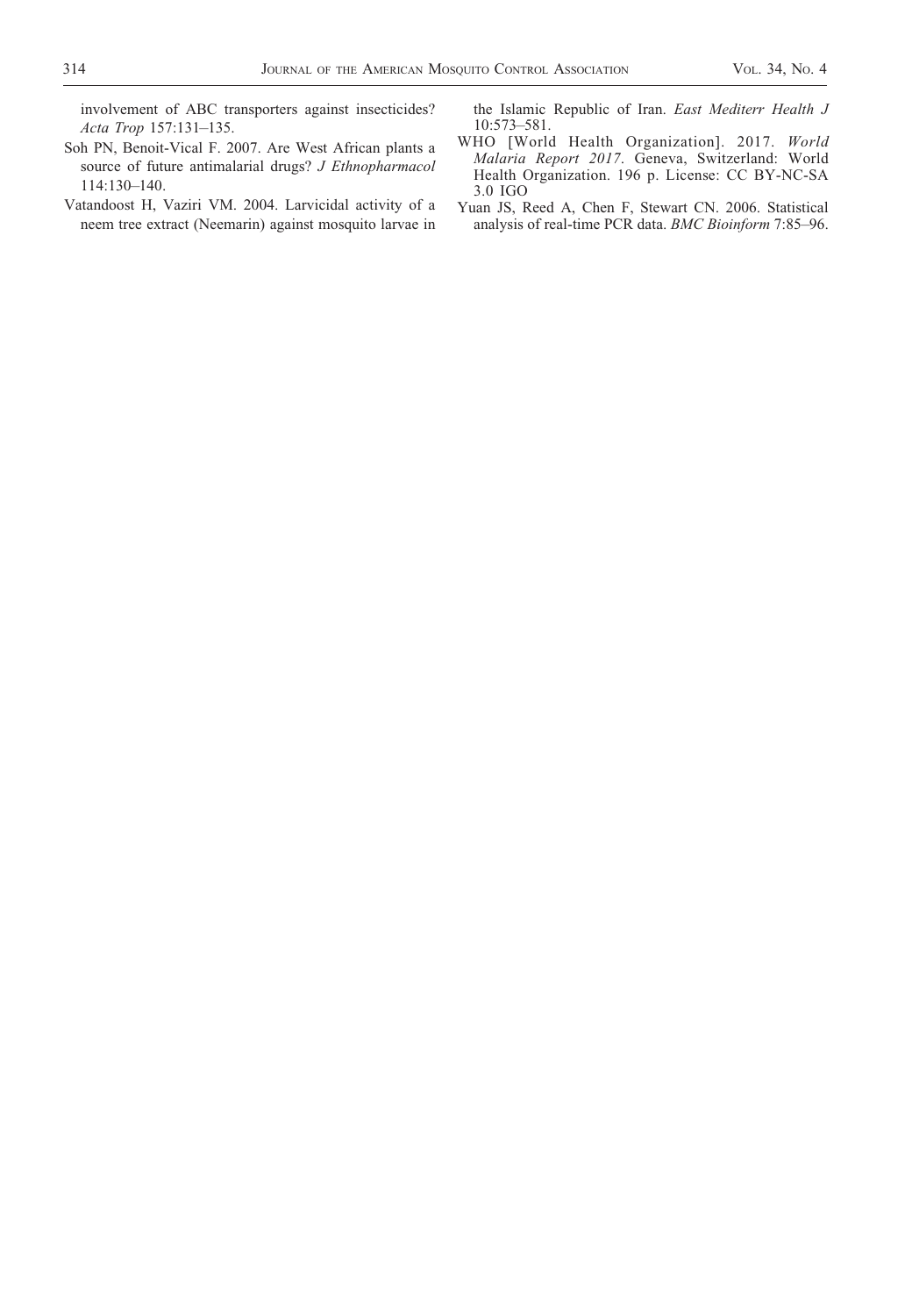involvement of ABC transporters against insecticides? *Acta Trop* 157:131–135.

Soh PN, Benoit-Vical F. 2007. Are West African plants a source of future antimalarial drugs? *J Ethnopharmacol* 114:130–140.

Vatandoost H, Vaziri VM. 2004. Larvicidal activity of a neem tree extract (Neemarin) against mosquito larvae in the Islamic Republic of Iran. *East Mediterr Health J* 10:573–581.

WHO [World Health Organization]. 2017. *World Malaria Report 2017*. Geneva, Switzerland: World Health Organization. 196 p. License: CC BY-NC-SA 3.0 IGO

Yuan JS, Reed A, Chen F, Stewart CN. 2006. Statistical analysis of real-time PCR data. *BMC Bioinform* 7:85–96.